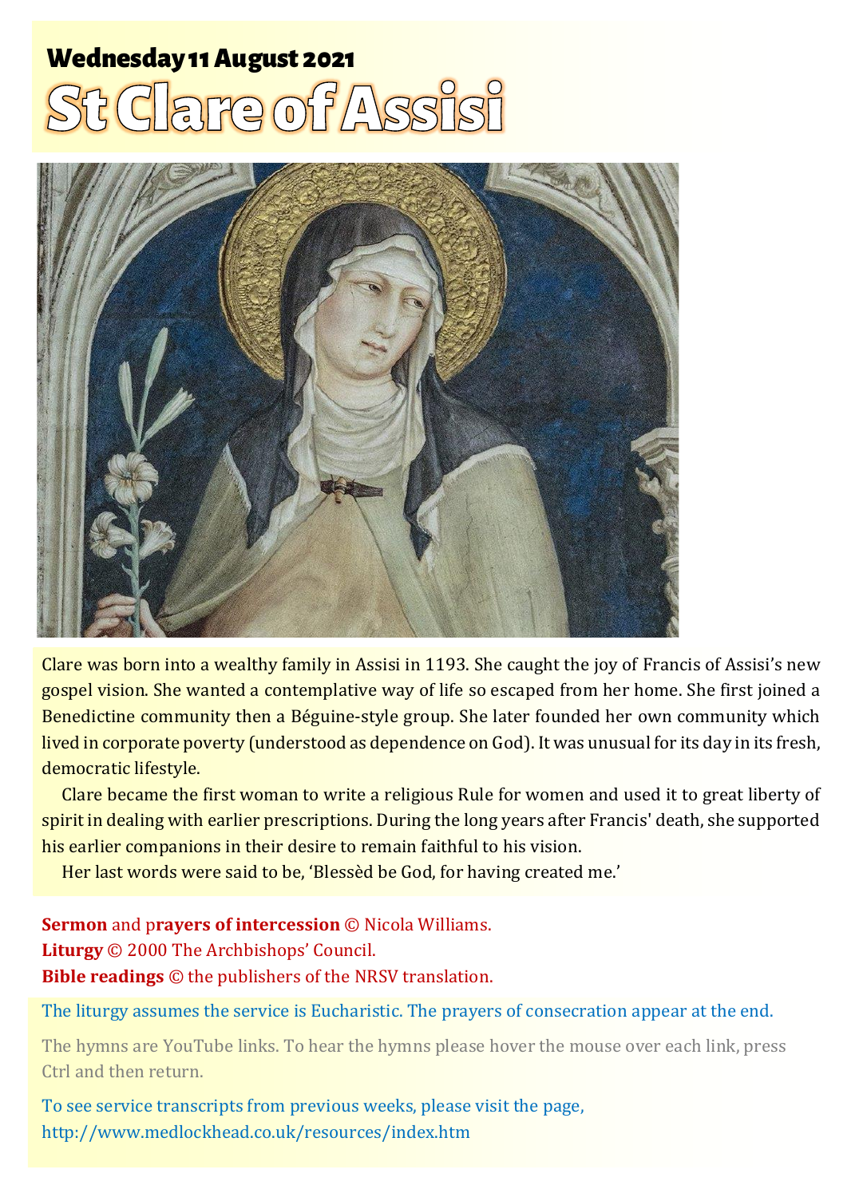## Wednesday 11 August 2021

# St Clare of Assisi

Clare was born into a wealthy family in Assisi in 1193. She caught the joy of Francis of Assisi's new gospel vision. She wanted a contemplative way of life so escaped from her home. She first joined a Benedictine community then a Béguine-style group. She later founded her own community which lived in corporate poverty (understood as dependence on God). It was unusual for its day in its fresh, democratic lifestyle.

Clare became the first woman to write a religious Rule for women and used it to great liberty of spirit in dealing with earlier prescriptions. During the long years after Francis' death, she supported his earlier companions in their desire to remain faithful to his vision.

Her last words were said to be, 'Blessèd be God, for having created me.'

**Sermon** and p**rayers of intercession** © Nicola Williams.
**Liturgy** © 2000 The Archbishops' Council.
**Bible readings** © the publishers of the NRSV translation.

The liturgy assumes the service is Eucharistic. The prayers of consecration appear at the end.

The hymns are YouTube links. To hear the hymns please hover the mouse over each link, press Ctrl and then return.

To see service transcripts from previous weeks, please visit the page, http://www.medlockhead.co.uk/resources/index.htm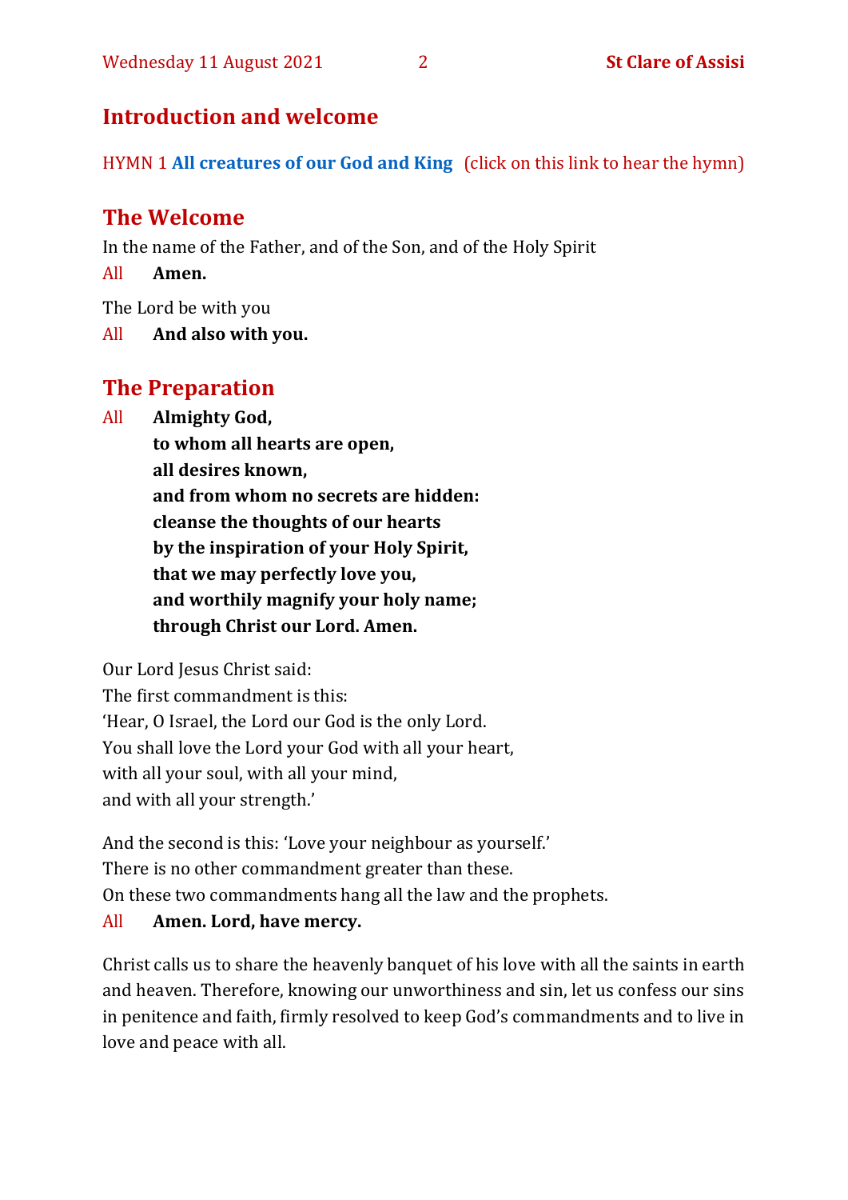## Introduction and welcome

HYMN 1 **All creatures of our God and King** (click on this link to hear the hymn)

## The Welcome

In the name of the Father, and of the Son, and of the Holy Spirit

All **Amen.**

The Lord be with you

All **And also with you.**

## The Preparation

All **Almighty God,**
**to whom all hearts are open,**
**all desires known,**
**and from whom no secrets are hidden:**
**cleanse the thoughts of our hearts**
**by the inspiration of your Holy Spirit,**
**that we may perfectly love you,**
**and worthily magnify your holy name;**
**through Christ our Lord. Amen.**

Our Lord Jesus Christ said:
The first commandment is this:
'Hear, O Israel, the Lord our God is the only Lord.
You shall love the Lord your God with all your heart,
with all your soul, with all your mind,
and with all your strength.'

And the second is this: 'Love your neighbour as yourself.'
There is no other commandment greater than these.
On these two commandments hang all the law and the prophets.

All **Amen. Lord, have mercy.**

Christ calls us to share the heavenly banquet of his love with all the saints in earth and heaven. Therefore, knowing our unworthiness and sin, let us confess our sins in penitence and faith, firmly resolved to keep God's commandments and to live in love and peace with all.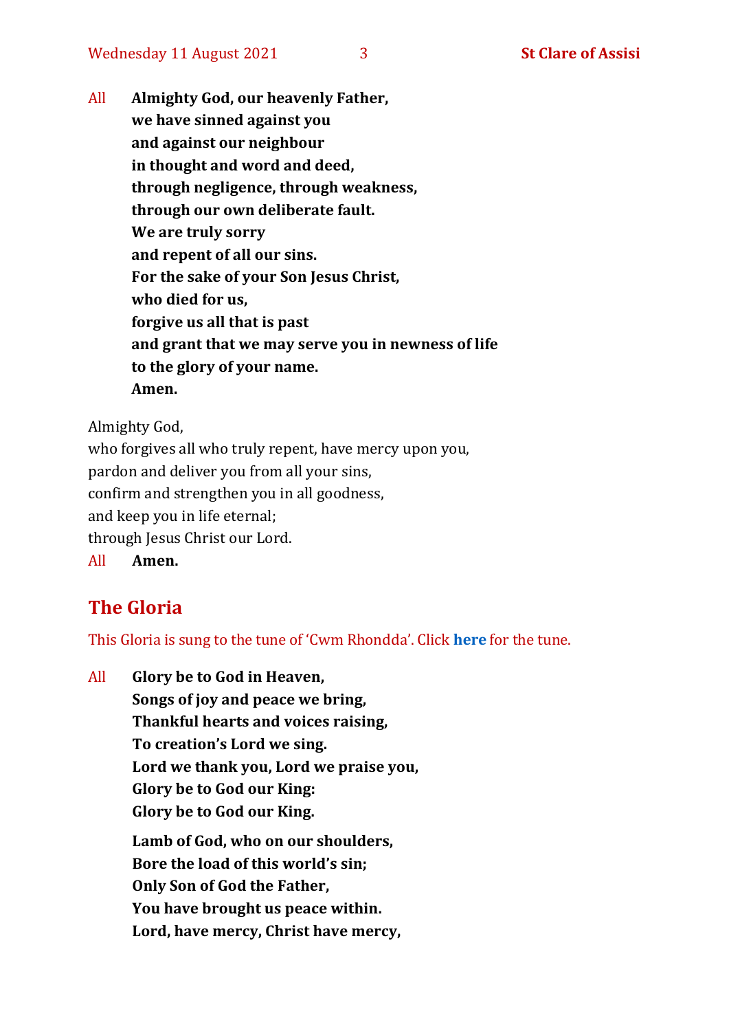All **Almighty God, our heavenly Father,**
**we have sinned against you**
**and against our neighbour**
**in thought and word and deed,**
**through negligence, through weakness,**
**through our own deliberate fault.**
**We are truly sorry**
**and repent of all our sins.**
**For the sake of your Son Jesus Christ,**
**who died for us,**
**forgive us all that is past**
**and grant that we may serve you in newness of life**
**to the glory of your name.**
**Amen.**

Almighty God,
who forgives all who truly repent, have mercy upon you,
pardon and deliver you from all your sins,
confirm and strengthen you in all goodness,
and keep you in life eternal;
through Jesus Christ our Lord.

All **Amen.**

## The Gloria

This Gloria is sung to the tune of 'Cwm Rhondda'. Click **here** for the tune.

All **Glory be to God in Heaven,**
**Songs of joy and peace we bring,**
**Thankful hearts and voices raising,**
**To creation's Lord we sing.**
**Lord we thank you, Lord we praise you,**
**Glory be to God our King:**
**Glory be to God our King.**

**Lamb of God, who on our shoulders,**
**Bore the load of this world's sin;**
**Only Son of God the Father,**
**You have brought us peace within.**
**Lord, have mercy, Christ have mercy,**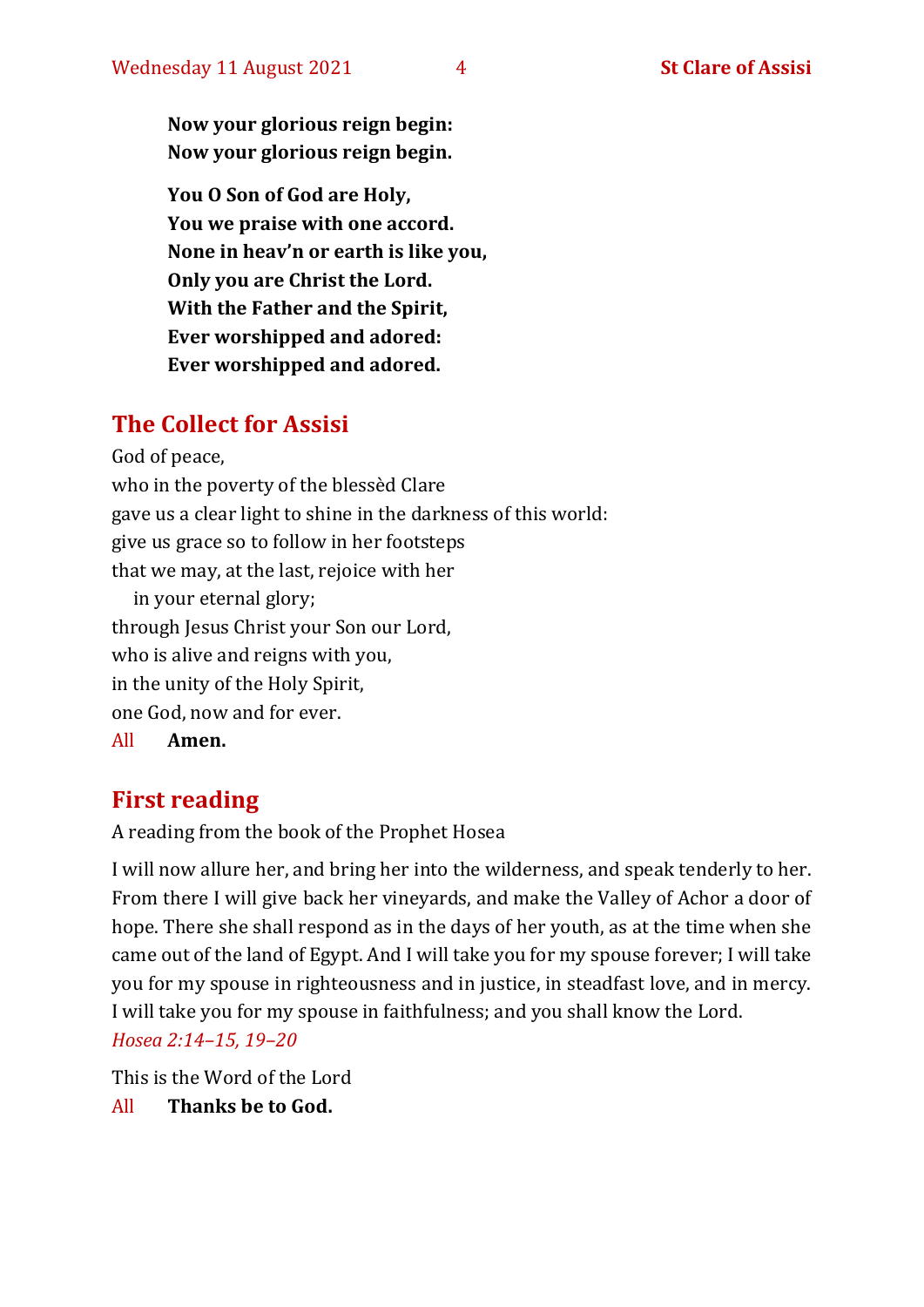**Now your glorious reign begin:**
**Now your glorious reign begin.**

**You O Son of God are Holy,**
**You we praise with one accord.**
**None in heav'n or earth is like you,**
**Only you are Christ the Lord.**
**With the Father and the Spirit,**
**Ever worshipped and adored:**
**Ever worshipped and adored.**

## The Collect for Assisi

God of peace,
who in the poverty of the blessèd Clare
gave us a clear light to shine in the darkness of this world:
give us grace so to follow in her footsteps
that we may, at the last, rejoice with her
 in your eternal glory;
through Jesus Christ your Son our Lord,
who is alive and reigns with you,
in the unity of the Holy Spirit,
one God, now and for ever.

All **Amen.**

## First reading

A reading from the book of the Prophet Hosea

I will now allure her, and bring her into the wilderness, and speak tenderly to her. From there I will give back her vineyards, and make the Valley of Achor a door of hope. There she shall respond as in the days of her youth, as at the time when she came out of the land of Egypt. And I will take you for my spouse forever; I will take you for my spouse in righteousness and in justice, in steadfast love, and in mercy. I will take you for my spouse in faithfulness; and you shall know the Lord.
*Hosea 2:14–15, 19–20*

This is the Word of the Lord

All **Thanks be to God.**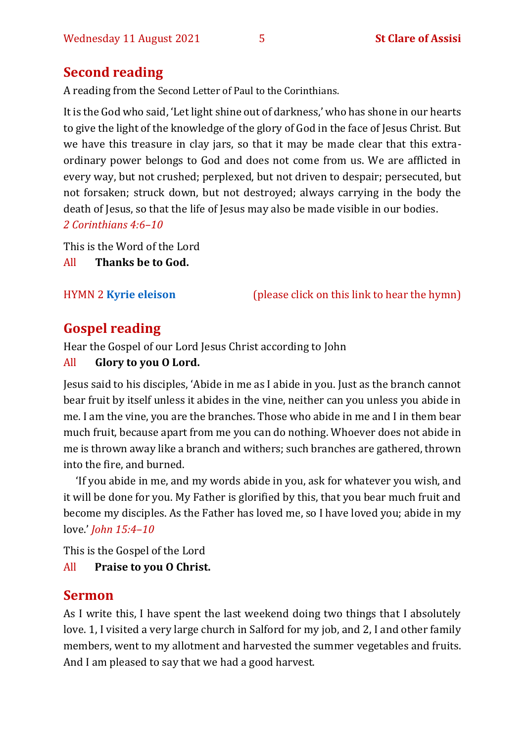## Second reading

A reading from the Second Letter of Paul to the Corinthians.

It is the God who said, 'Let light shine out of darkness,' who has shone in our hearts to give the light of the knowledge of the glory of God in the face of Jesus Christ. But we have this treasure in clay jars, so that it may be made clear that this extraordinary power belongs to God and does not come from us. We are afflicted in every way, but not crushed; perplexed, but not driven to despair; persecuted, but not forsaken; struck down, but not destroyed; always carrying in the body the death of Jesus, so that the life of Jesus may also be made visible in our bodies.
*2 Corinthians 4:6–10*

This is the Word of the Lord
All **Thanks be to God.**

HYMN 2 **Kyrie eleison** (please click on this link to hear the hymn)

## Gospel reading

Hear the Gospel of our Lord Jesus Christ according to John
All **Glory to you O Lord.**

Jesus said to his disciples, 'Abide in me as I abide in you. Just as the branch cannot bear fruit by itself unless it abides in the vine, neither can you unless you abide in me. I am the vine, you are the branches. Those who abide in me and I in them bear much fruit, because apart from me you can do nothing. Whoever does not abide in me is thrown away like a branch and withers; such branches are gathered, thrown into the fire, and burned.

'If you abide in me, and my words abide in you, ask for whatever you wish, and it will be done for you. My Father is glorified by this, that you bear much fruit and become my disciples. As the Father has loved me, so I have loved you; abide in my love.' *John 15:4–10*

This is the Gospel of the Lord
All **Praise to you O Christ.**

## Sermon

As I write this, I have spent the last weekend doing two things that I absolutely love. 1, I visited a very large church in Salford for my job, and 2, I and other family members, went to my allotment and harvested the summer vegetables and fruits. And I am pleased to say that we had a good harvest.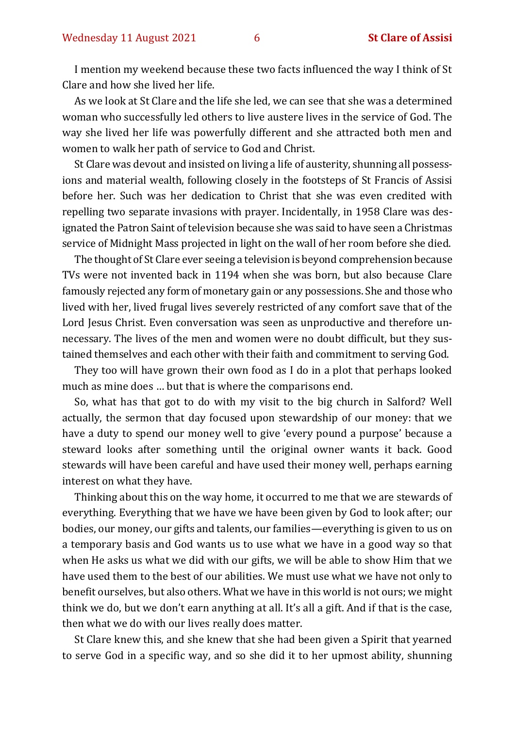I mention my weekend because these two facts influenced the way I think of St Clare and how she lived her life.

As we look at St Clare and the life she led, we can see that she was a determined woman who successfully led others to live austere lives in the service of God. The way she lived her life was powerfully different and she attracted both men and women to walk her path of service to God and Christ.

St Clare was devout and insisted on living a life of austerity, shunning all possessions and material wealth, following closely in the footsteps of St Francis of Assisi before her. Such was her dedication to Christ that she was even credited with repelling two separate invasions with prayer. Incidentally, in 1958 Clare was designated the Patron Saint of television because she was said to have seen a Christmas service of Midnight Mass projected in light on the wall of her room before she died.

The thought of St Clare ever seeing a television is beyond comprehension because TVs were not invented back in 1194 when she was born, but also because Clare famously rejected any form of monetary gain or any possessions. She and those who lived with her, lived frugal lives severely restricted of any comfort save that of the Lord Jesus Christ. Even conversation was seen as unproductive and therefore unnecessary. The lives of the men and women were no doubt difficult, but they sustained themselves and each other with their faith and commitment to serving God.

They too will have grown their own food as I do in a plot that perhaps looked much as mine does … but that is where the comparisons end.

So, what has that got to do with my visit to the big church in Salford? Well actually, the sermon that day focused upon stewardship of our money: that we have a duty to spend our money well to give 'every pound a purpose' because a steward looks after something until the original owner wants it back. Good stewards will have been careful and have used their money well, perhaps earning interest on what they have.

Thinking about this on the way home, it occurred to me that we are stewards of everything. Everything that we have we have been given by God to look after; our bodies, our money, our gifts and talents, our families—everything is given to us on a temporary basis and God wants us to use what we have in a good way so that when He asks us what we did with our gifts, we will be able to show Him that we have used them to the best of our abilities. We must use what we have not only to benefit ourselves, but also others. What we have in this world is not ours; we might think we do, but we don't earn anything at all. It's all a gift. And if that is the case, then what we do with our lives really does matter.

St Clare knew this, and she knew that she had been given a Spirit that yearned to serve God in a specific way, and so she did it to her upmost ability, shunning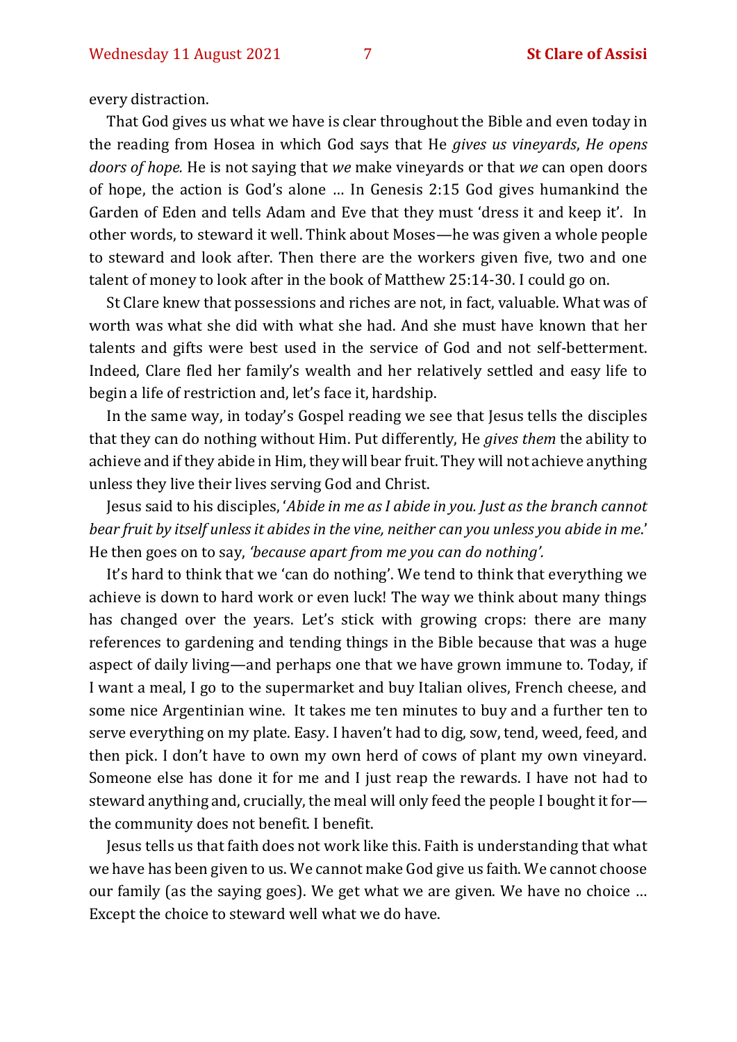every distraction.

That God gives us what we have is clear throughout the Bible and even today in the reading from Hosea in which God says that He *gives us vineyards*, *He opens doors of hope.* He is not saying that *we* make vineyards or that *we* can open doors of hope, the action is God's alone … In Genesis 2:15 God gives humankind the Garden of Eden and tells Adam and Eve that they must 'dress it and keep it'. In other words, to steward it well. Think about Moses—he was given a whole people to steward and look after. Then there are the workers given five, two and one talent of money to look after in the book of Matthew 25:14-30. I could go on.

St Clare knew that possessions and riches are not, in fact, valuable. What was of worth was what she did with what she had. And she must have known that her talents and gifts were best used in the service of God and not self-betterment. Indeed, Clare fled her family's wealth and her relatively settled and easy life to begin a life of restriction and, let's face it, hardship.

In the same way, in today's Gospel reading we see that Jesus tells the disciples that they can do nothing without Him. Put differently, He *gives them* the ability to achieve and if they abide in Him, they will bear fruit. They will not achieve anything unless they live their lives serving God and Christ.

Jesus said to his disciples, '*Abide in me as I abide in you. Just as the branch cannot bear fruit by itself unless it abides in the vine, neither can you unless you abide in me*.' He then goes on to say, *'because apart from me you can do nothing'.*

It's hard to think that we 'can do nothing'. We tend to think that everything we achieve is down to hard work or even luck! The way we think about many things has changed over the years. Let's stick with growing crops: there are many references to gardening and tending things in the Bible because that was a huge aspect of daily living—and perhaps one that we have grown immune to. Today, if I want a meal, I go to the supermarket and buy Italian olives, French cheese, and some nice Argentinian wine. It takes me ten minutes to buy and a further ten to serve everything on my plate. Easy. I haven't had to dig, sow, tend, weed, feed, and then pick. I don't have to own my own herd of cows of plant my own vineyard. Someone else has done it for me and I just reap the rewards. I have not had to steward anything and, crucially, the meal will only feed the people I bought it for—the community does not benefit. I benefit.

Jesus tells us that faith does not work like this. Faith is understanding that what we have has been given to us. We cannot make God give us faith. We cannot choose our family (as the saying goes). We get what we are given. We have no choice … Except the choice to steward well what we do have.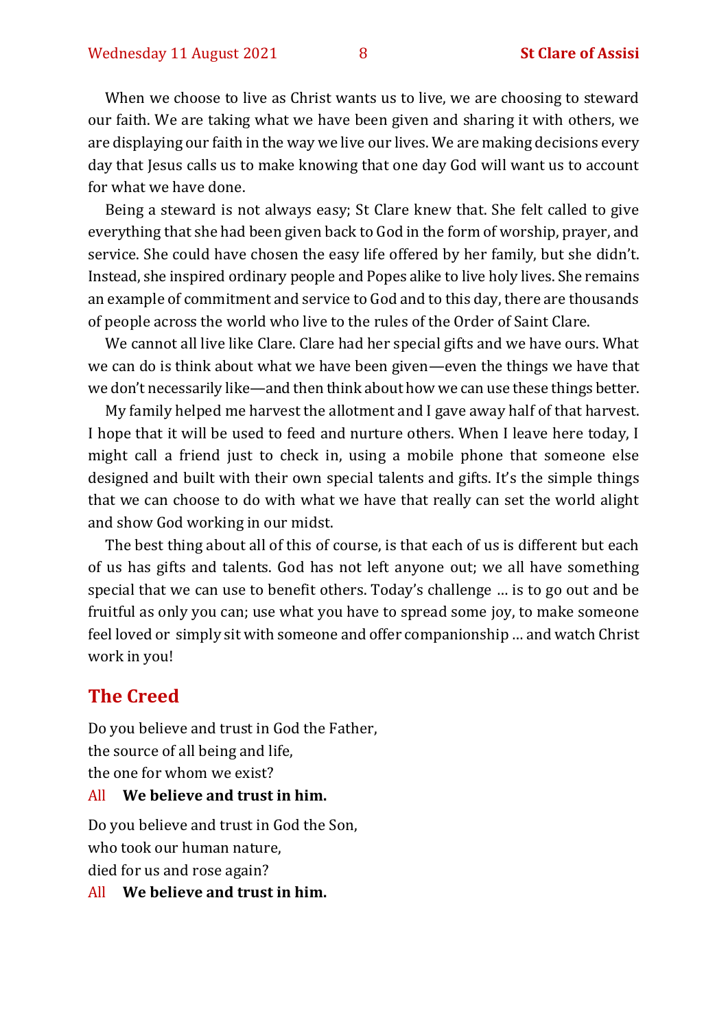When we choose to live as Christ wants us to live, we are choosing to steward our faith. We are taking what we have been given and sharing it with others, we are displaying our faith in the way we live our lives. We are making decisions every day that Jesus calls us to make knowing that one day God will want us to account for what we have done.

Being a steward is not always easy; St Clare knew that. She felt called to give everything that she had been given back to God in the form of worship, prayer, and service. She could have chosen the easy life offered by her family, but she didn't. Instead, she inspired ordinary people and Popes alike to live holy lives. She remains an example of commitment and service to God and to this day, there are thousands of people across the world who live to the rules of the Order of Saint Clare.

We cannot all live like Clare. Clare had her special gifts and we have ours. What we can do is think about what we have been given—even the things we have that we don't necessarily like—and then think about how we can use these things better.

My family helped me harvest the allotment and I gave away half of that harvest. I hope that it will be used to feed and nurture others. When I leave here today, I might call a friend just to check in, using a mobile phone that someone else designed and built with their own special talents and gifts. It's the simple things that we can choose to do with what we have that really can set the world alight and show God working in our midst.

The best thing about all of this of course, is that each of us is different but each of us has gifts and talents. God has not left anyone out; we all have something special that we can use to benefit others. Today's challenge … is to go out and be fruitful as only you can; use what you have to spread some joy, to make someone feel loved or simply sit with someone and offer companionship … and watch Christ work in you!

## The Creed

Do you believe and trust in God the Father,
the source of all being and life,
the one for whom we exist?

All **We believe and trust in him.**

Do you believe and trust in God the Son,
who took our human nature,
died for us and rose again?

All **We believe and trust in him.**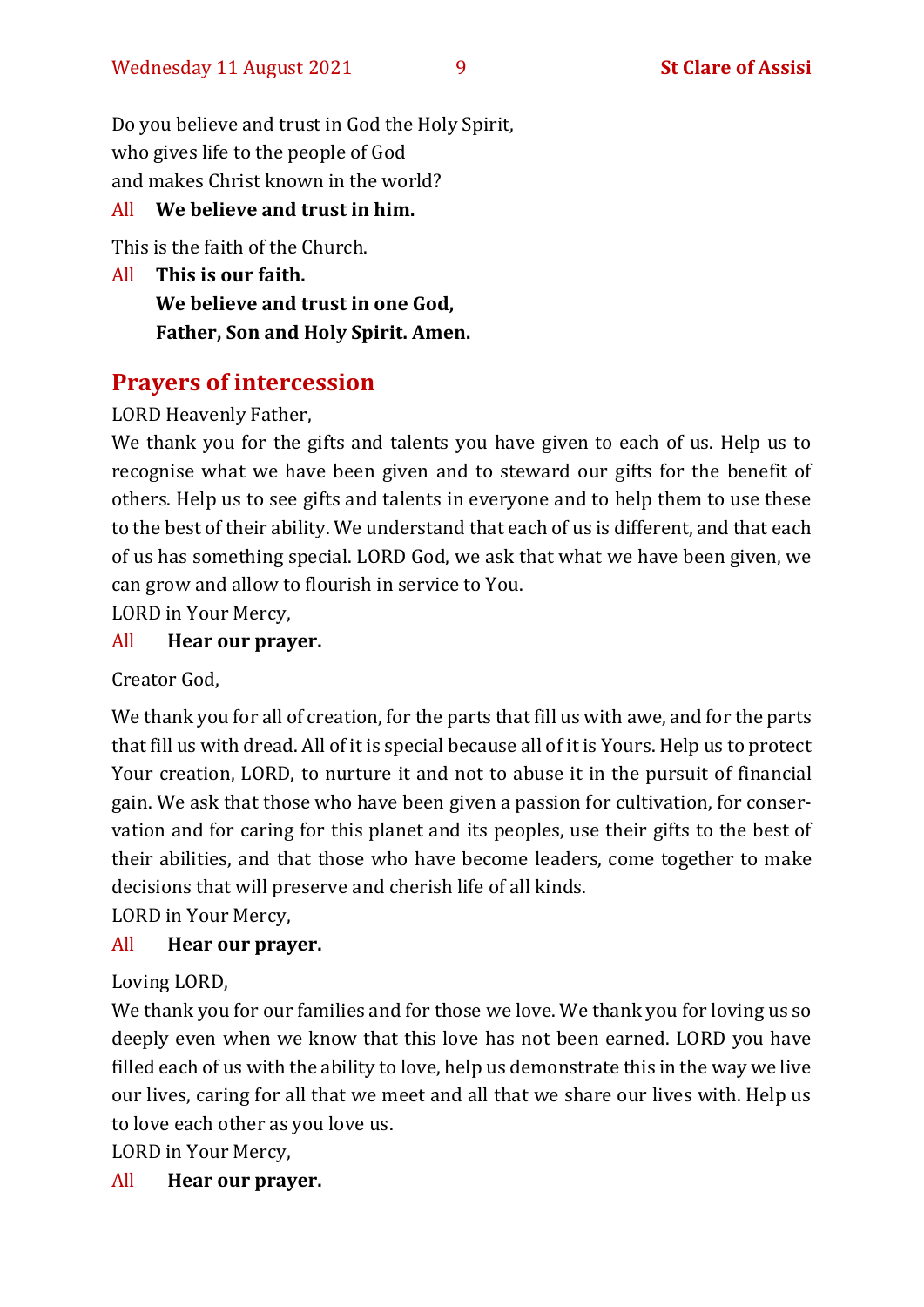Do you believe and trust in God the Holy Spirit,
who gives life to the people of God
and makes Christ known in the world?

All **We believe and trust in him.**

This is the faith of the Church.

All **This is our faith.**
**We believe and trust in one God,**
**Father, Son and Holy Spirit. Amen.**

## Prayers of intercession

LORD Heavenly Father,
We thank you for the gifts and talents you have given to each of us. Help us to recognise what we have been given and to steward our gifts for the benefit of others. Help us to see gifts and talents in everyone and to help them to use these to the best of their ability. We understand that each of us is different, and that each of us has something special. LORD God, we ask that what we have been given, we can grow and allow to flourish in service to You.
LORD in Your Mercy,

All **Hear our prayer.**

Creator God,

We thank you for all of creation, for the parts that fill us with awe, and for the parts that fill us with dread. All of it is special because all of it is Yours. Help us to protect Your creation, LORD, to nurture it and not to abuse it in the pursuit of financial gain. We ask that those who have been given a passion for cultivation, for conservation and for caring for this planet and its peoples, use their gifts to the best of their abilities, and that those who have become leaders, come together to make decisions that will preserve and cherish life of all kinds.
LORD in Your Mercy,

All **Hear our prayer.**

Loving LORD,
We thank you for our families and for those we love. We thank you for loving us so deeply even when we know that this love has not been earned. LORD you have filled each of us with the ability to love, help us demonstrate this in the way we live our lives, caring for all that we meet and all that we share our lives with. Help us to love each other as you love us.
LORD in Your Mercy,

All **Hear our prayer.**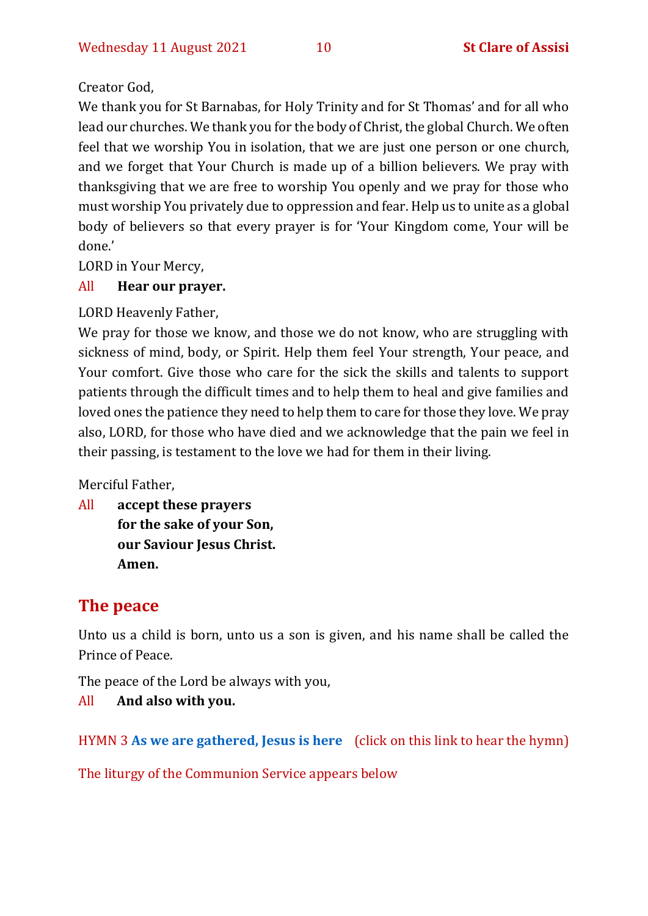Creator God,

We thank you for St Barnabas, for Holy Trinity and for St Thomas' and for all who lead our churches. We thank you for the body of Christ, the global Church. We often feel that we worship You in isolation, that we are just one person or one church, and we forget that Your Church is made up of a billion believers. We pray with thanksgiving that we are free to worship You openly and we pray for those who must worship You privately due to oppression and fear. Help us to unite as a global body of believers so that every prayer is for 'Your Kingdom come, Your will be done.'

LORD in Your Mercy,

All **Hear our prayer.**

LORD Heavenly Father,

We pray for those we know, and those we do not know, who are struggling with sickness of mind, body, or Spirit. Help them feel Your strength, Your peace, and Your comfort. Give those who care for the sick the skills and talents to support patients through the difficult times and to help them to heal and give families and loved ones the patience they need to help them to care for those they love. We pray also, LORD, for those who have died and we acknowledge that the pain we feel in their passing, is testament to the love we had for them in their living.

Merciful Father,

All **accept these prayers**
**for the sake of your Son,**
**our Saviour Jesus Christ.**
**Amen.**

## The peace

Unto us a child is born, unto us a son is given, and his name shall be called the Prince of Peace.

The peace of the Lord be always with you,

All **And also with you.**

HYMN 3 **As we are gathered, Jesus is here** (click on this link to hear the hymn)

The liturgy of the Communion Service appears below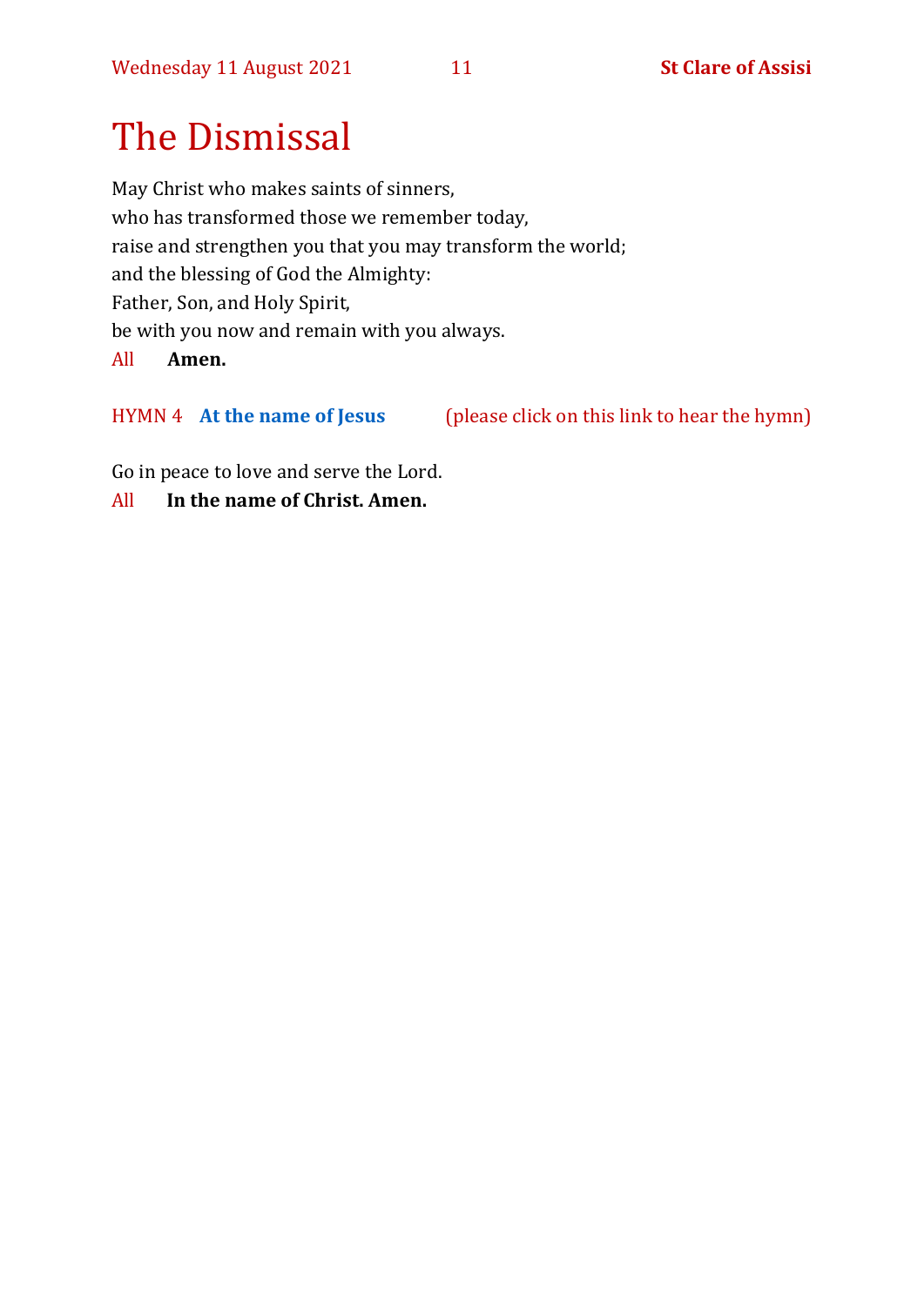# The Dismissal

May Christ who makes saints of sinners,
who has transformed those we remember today,
raise and strengthen you that you may transform the world;
and the blessing of God the Almighty:
Father, Son, and Holy Spirit,
be with you now and remain with you always.

All **Amen.**

HYMN 4 **At the name of Jesus** (please click on this link to hear the hymn)

Go in peace to love and serve the Lord.

All **In the name of Christ. Amen.**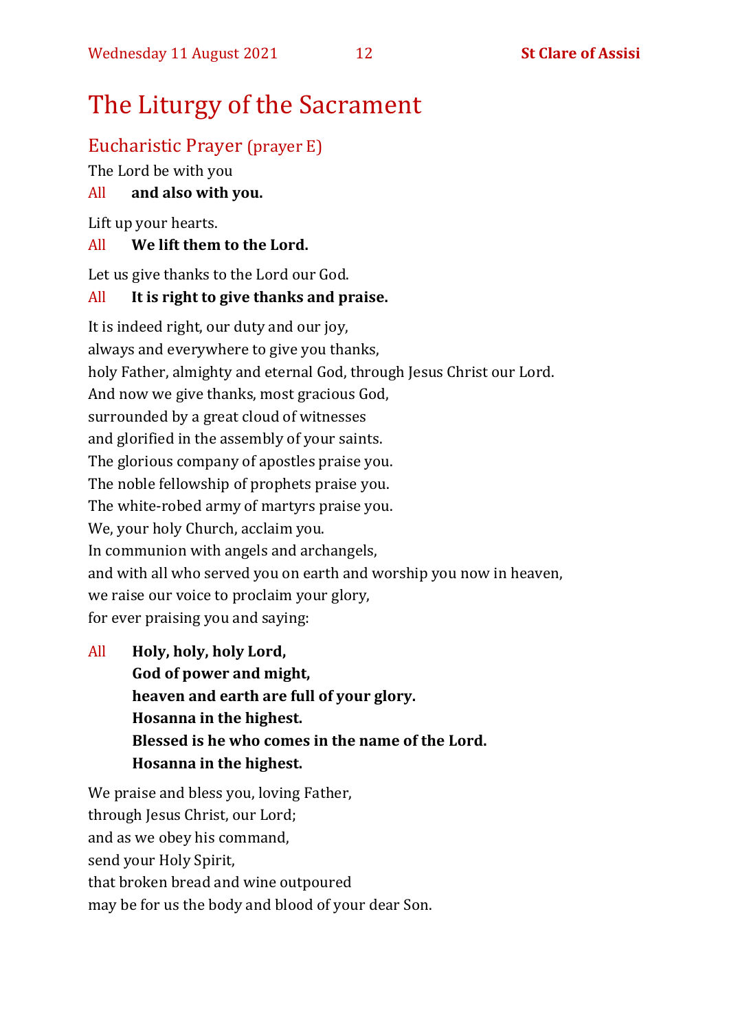# The Liturgy of the Sacrament

## Eucharistic Prayer (prayer E)

The Lord be with you

All **and also with you.**

Lift up your hearts.

All **We lift them to the Lord.**

Let us give thanks to the Lord our God.

All **It is right to give thanks and praise.**

It is indeed right, our duty and our joy,
always and everywhere to give you thanks,
holy Father, almighty and eternal God, through Jesus Christ our Lord.
And now we give thanks, most gracious God,
surrounded by a great cloud of witnesses
and glorified in the assembly of your saints.
The glorious company of apostles praise you.
The noble fellowship of prophets praise you.
The white-robed army of martyrs praise you.
We, your holy Church, acclaim you.
In communion with angels and archangels,
and with all who served you on earth and worship you now in heaven,
we raise our voice to proclaim your glory,
for ever praising you and saying:

All **Holy, holy, holy Lord,**
**God of power and might,**
**heaven and earth are full of your glory.**
**Hosanna in the highest.**
**Blessed is he who comes in the name of the Lord.**
**Hosanna in the highest.**

We praise and bless you, loving Father,
through Jesus Christ, our Lord;
and as we obey his command,
send your Holy Spirit,
that broken bread and wine outpoured
may be for us the body and blood of your dear Son.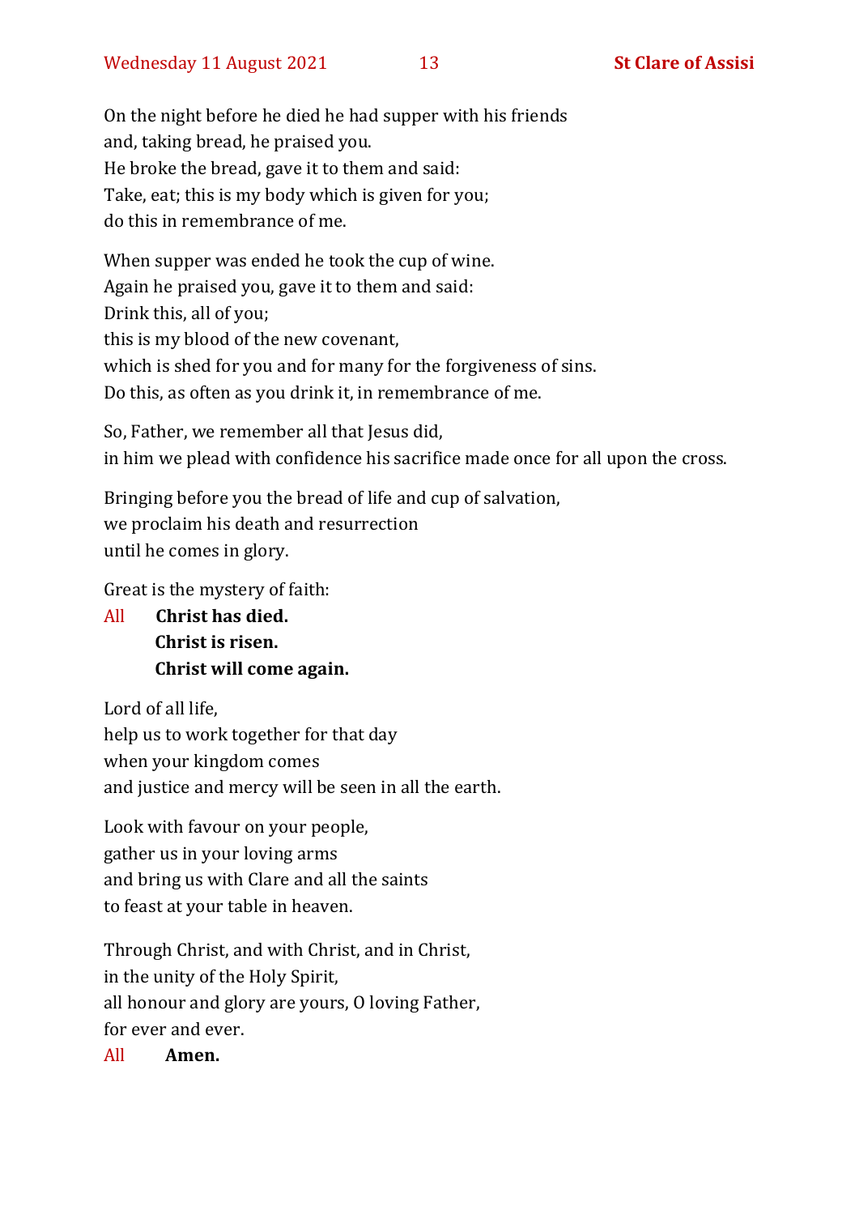On the night before he died he had supper with his friends
and, taking bread, he praised you.
He broke the bread, gave it to them and said:
Take, eat; this is my body which is given for you;
do this in remembrance of me.

When supper was ended he took the cup of wine.
Again he praised you, gave it to them and said:
Drink this, all of you;
this is my blood of the new covenant,
which is shed for you and for many for the forgiveness of sins.
Do this, as often as you drink it, in remembrance of me.

So, Father, we remember all that Jesus did,
in him we plead with confidence his sacrifice made once for all upon the cross.

Bringing before you the bread of life and cup of salvation,
we proclaim his death and resurrection
until he comes in glory.

Great is the mystery of faith:

All **Christ has died.**
**Christ is risen.**
**Christ will come again.**

Lord of all life,
help us to work together for that day
when your kingdom comes
and justice and mercy will be seen in all the earth.

Look with favour on your people,
gather us in your loving arms
and bring us with Clare and all the saints
to feast at your table in heaven.

Through Christ, and with Christ, and in Christ,
in the unity of the Holy Spirit,
all honour and glory are yours, O loving Father,
for ever and ever.

All **Amen.**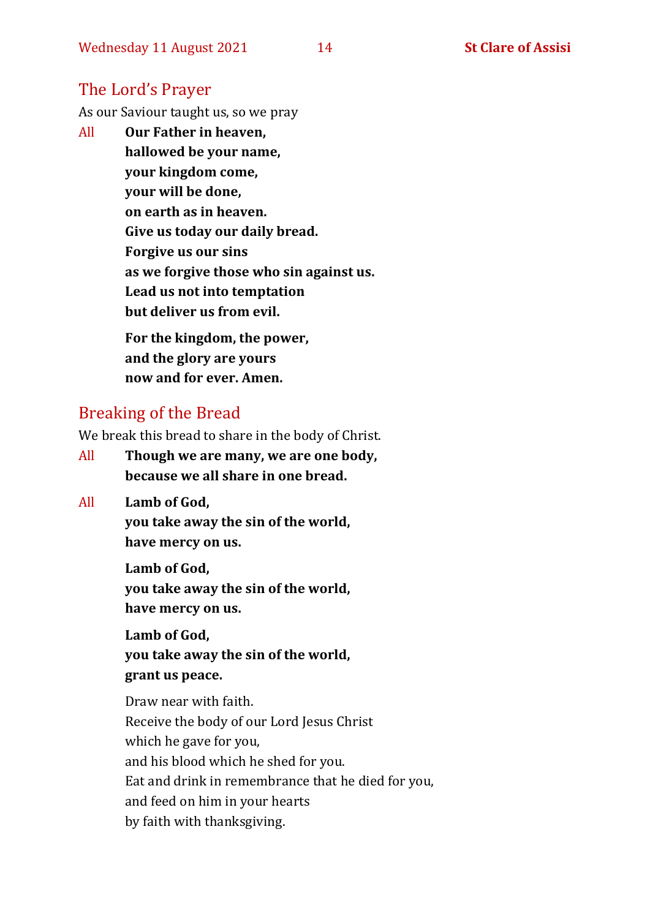## The Lord's Prayer

As our Saviour taught us, so we pray

All **Our Father in heaven,**
**hallowed be your name,**
**your kingdom come,**
**your will be done,**
**on earth as in heaven.**
**Give us today our daily bread.**
**Forgive us our sins**
**as we forgive those who sin against us.**
**Lead us not into temptation**
**but deliver us from evil.**

**For the kingdom, the power,**
**and the glory are yours**
**now and for ever. Amen.**

## Breaking of the Bread

We break this bread to share in the body of Christ.

All **Though we are many, we are one body,**
**because we all share in one bread.**

All **Lamb of God,**
**you take away the sin of the world,**
**have mercy on us.**

**Lamb of God,**
**you take away the sin of the world,**
**have mercy on us.**

**Lamb of God,**
**you take away the sin of the world,**
**grant us peace.**

Draw near with faith.
Receive the body of our Lord Jesus Christ
which he gave for you,
and his blood which he shed for you.
Eat and drink in remembrance that he died for you,
and feed on him in your hearts
by faith with thanksgiving.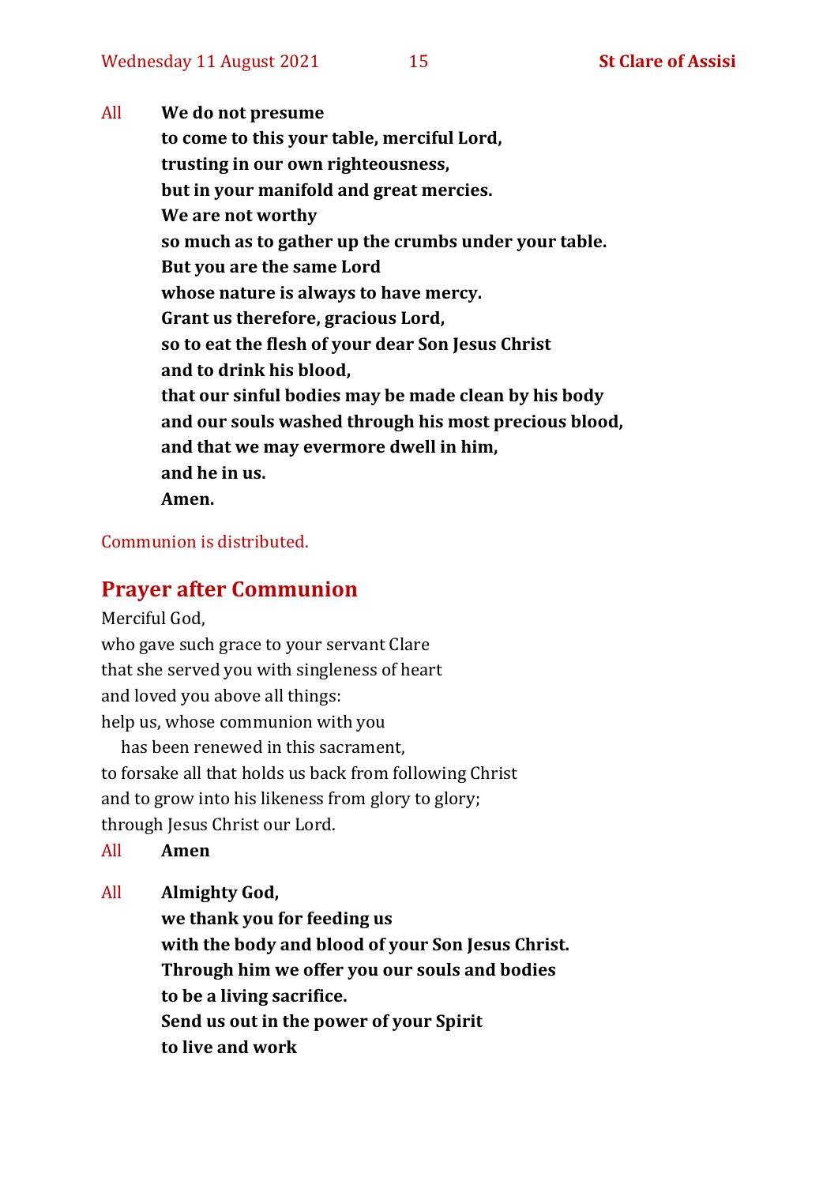All **We do not presume**
**to come to this your table, merciful Lord,**
**trusting in our own righteousness,**
**but in your manifold and great mercies.**
**We are not worthy**
**so much as to gather up the crumbs under your table.**
**But you are the same Lord**
**whose nature is always to have mercy.**
**Grant us therefore, gracious Lord,**
**so to eat the flesh of your dear Son Jesus Christ**
**and to drink his blood,**
**that our sinful bodies may be made clean by his body**
**and our souls washed through his most precious blood,**
**and that we may evermore dwell in him,**
**and he in us.**
**Amen.**

Communion is distributed.

## Prayer after Communion

Merciful God,
who gave such grace to your servant Clare
that she served you with singleness of heart
and loved you above all things:
help us, whose communion with you
has been renewed in this sacrament,
to forsake all that holds us back from following Christ
and to grow into his likeness from glory to glory;
through Jesus Christ our Lord.

All **Amen**

All **Almighty God,**
**we thank you for feeding us**
**with the body and blood of your Son Jesus Christ.**
**Through him we offer you our souls and bodies**
**to be a living sacrifice.**
**Send us out in the power of your Spirit**
**to live and work**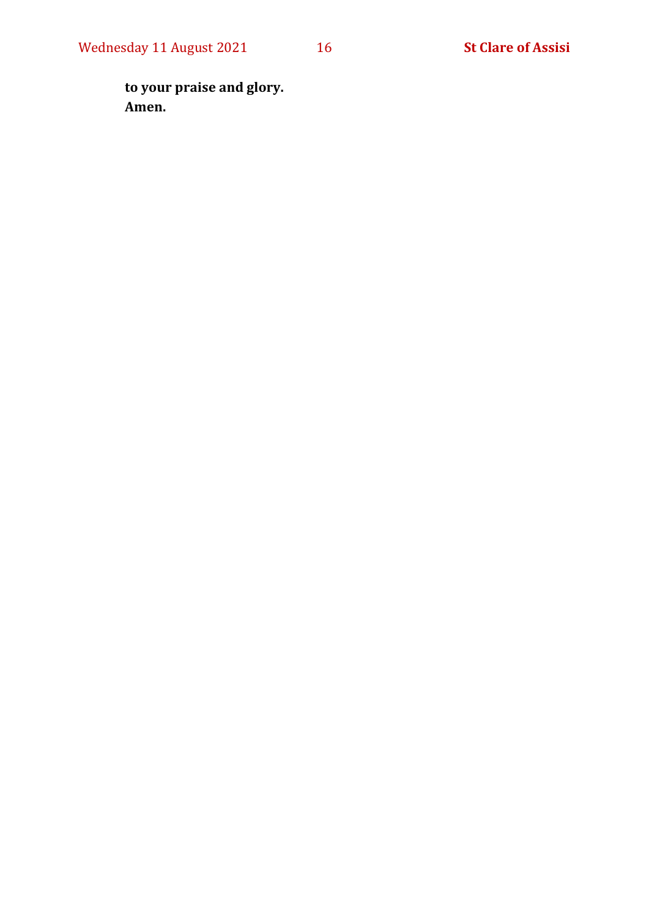**to your praise and glory.**
**Amen.**